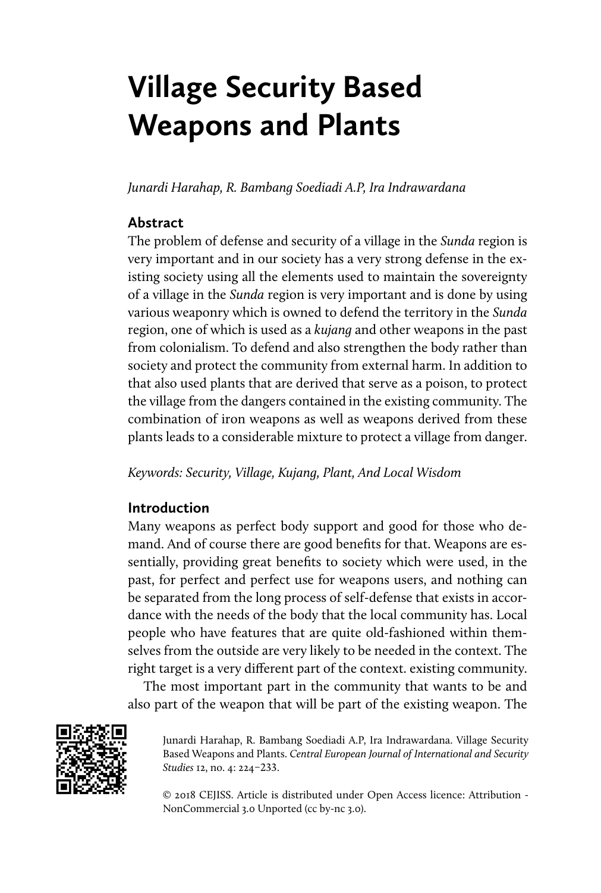# Village Security Based Weapons and Plants

*Junardi Harahap, R. Bambang Soediadi A.P, Ira Indrawardana*

## Abstract

The problem of defense and security of a village in the *Sunda* region is very important and in our society has a very strong defense in the existing society using all the elements used to maintain the sovereignty of a village in the *Sunda* region is very important and is done by using various weaponry which is owned to defend the territory in the *Sunda* region, one of which is used as a *kujang* and other weapons in the past from colonialism. To defend and also strengthen the body rather than society and protect the community from external harm. In addition to that also used plants that are derived that serve as a poison, to protect the village from the dangers contained in the existing community. The combination of iron weapons as well as weapons derived from these plants leads to a considerable mixture to protect a village from danger.

*Keywords: Security, Village, Kujang, Plant, And Local Wisdom*

## Introduction

Many weapons as perfect body support and good for those who demand. And of course there are good benefits for that. Weapons are essentially, providing great benefits to society which were used, in the past, for perfect and perfect use for weapons users, and nothing can be separated from the long process of self-defense that exists in accordance with the needs of the body that the local community has. Local people who have features that are quite old-fashioned within themselves from the outside are very likely to be needed in the context. The right target is a very different part of the context. existing community.

The most important part in the community that wants to be and also part of the weapon that will be part of the existing weapon. The

Junardi Harahap, R. Bambang Soediadi A.P, Ira Indrawardana. Village Security Based Weapons and Plants. *Central European Journal of International and Security Studies* 12, no. 4: 224–233.

© 2018 CEJISS. Article is distributed under Open Access licence: Attribution - NonCommercial 3.0 Unported (cc by-nc 3.0).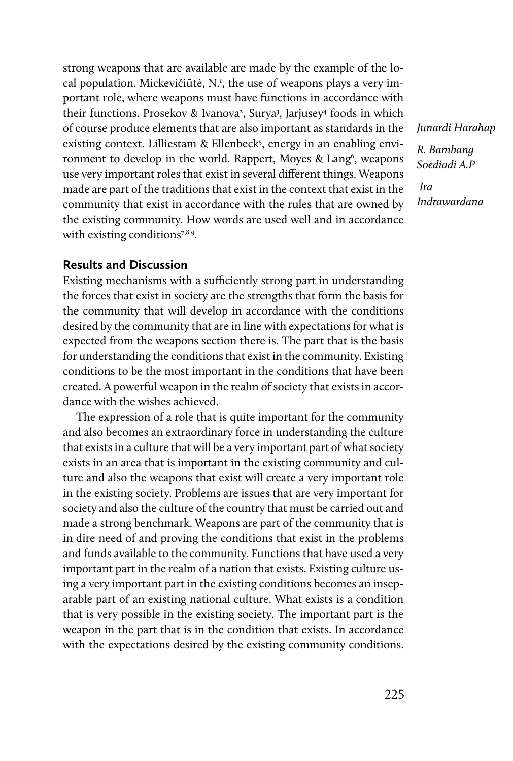strong weapons that are available are made by the example of the local population. Mickevičiūtė, N.[1], the use of weapons plays a very important role, where weapons must have functions in accordance with their functions. Prosekov & Ivanova[2], Surya[3], Jarjusey[4] foods in which of course produce elements that are also important as standards in the existing context. Lilliestam & Ellenbeck[5], energy in an enabling environment to develop in the world. Rappert, Moyes & Lang[6], weapons use very important roles that exist in several different things. Weapons made are part of the traditions that exist in the context that exist in the community that exist in accordance with the rules that are owned by the existing community. How words are used well and in accordance with existing conditions[7,8,9].

## Results and Discussion

Existing mechanisms with a sufficiently strong part in understanding the forces that exist in society are the strengths that form the basis for the community that will develop in accordance with the conditions desired by the community that are in line with expectations for what is expected from the weapons section there is. The part that is the basis for understanding the conditions that exist in the community. Existing conditions to be the most important in the conditions that have been created. A powerful weapon in the realm of society that exists in accordance with the wishes achieved.

The expression of a role that is quite important for the community and also becomes an extraordinary force in understanding the culture that exists in a culture that will be a very important part of what society exists in an area that is important in the existing community and culture and also the weapons that exist will create a very important role in the existing society. Problems are issues that are very important for society and also the culture of the country that must be carried out and made a strong benchmark. Weapons are part of the community that is in dire need of and proving the conditions that exist in the problems and funds available to the community. Functions that have used a very important part in the realm of a nation that exists. Existing culture using a very important part in the existing conditions becomes an inseparable part of an existing national culture. What exists is a condition that is very possible in the existing society. The important part is the weapon in the part that is in the condition that exists. In accordance with the expectations desired by the existing community conditions.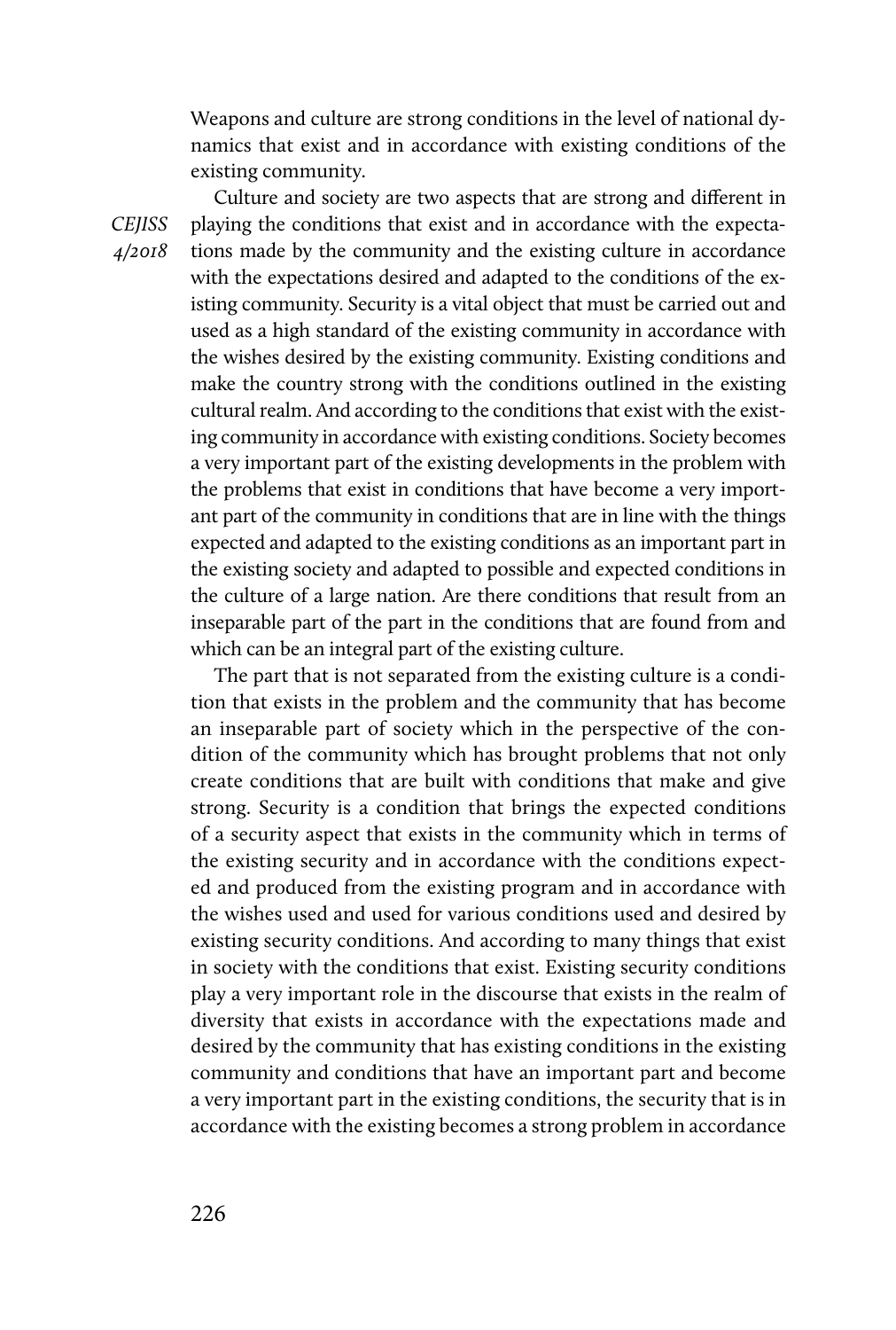Weapons and culture are strong conditions in the level of national dynamics that exist and in accordance with existing conditions of the existing community.

Culture and society are two aspects that are strong and different in playing the conditions that exist and in accordance with the expectations made by the community and the existing culture in accordance with the expectations desired and adapted to the conditions of the existing community. Security is a vital object that must be carried out and used as a high standard of the existing community in accordance with the wishes desired by the existing community. Existing conditions and make the country strong with the conditions outlined in the existing cultural realm. And according to the conditions that exist with the existing community in accordance with existing conditions. Society becomes a very important part of the existing developments in the problem with the problems that exist in conditions that have become a very important part of the community in conditions that are in line with the things expected and adapted to the existing conditions as an important part in the existing society and adapted to possible and expected conditions in the culture of a large nation. Are there conditions that result from an inseparable part of the part in the conditions that are found from and which can be an integral part of the existing culture.

The part that is not separated from the existing culture is a condition that exists in the problem and the community that has become an inseparable part of society which in the perspective of the condition of the community which has brought problems that not only create conditions that are built with conditions that make and give strong. Security is a condition that brings the expected conditions of a security aspect that exists in the community which in terms of the existing security and in accordance with the conditions expected and produced from the existing program and in accordance with the wishes used and used for various conditions used and desired by existing security conditions. And according to many things that exist in society with the conditions that exist. Existing security conditions play a very important role in the discourse that exists in the realm of diversity that exists in accordance with the expectations made and desired by the community that has existing conditions in the existing community and conditions that have an important part and become a very important part in the existing conditions, the security that is in accordance with the existing becomes a strong problem in accordance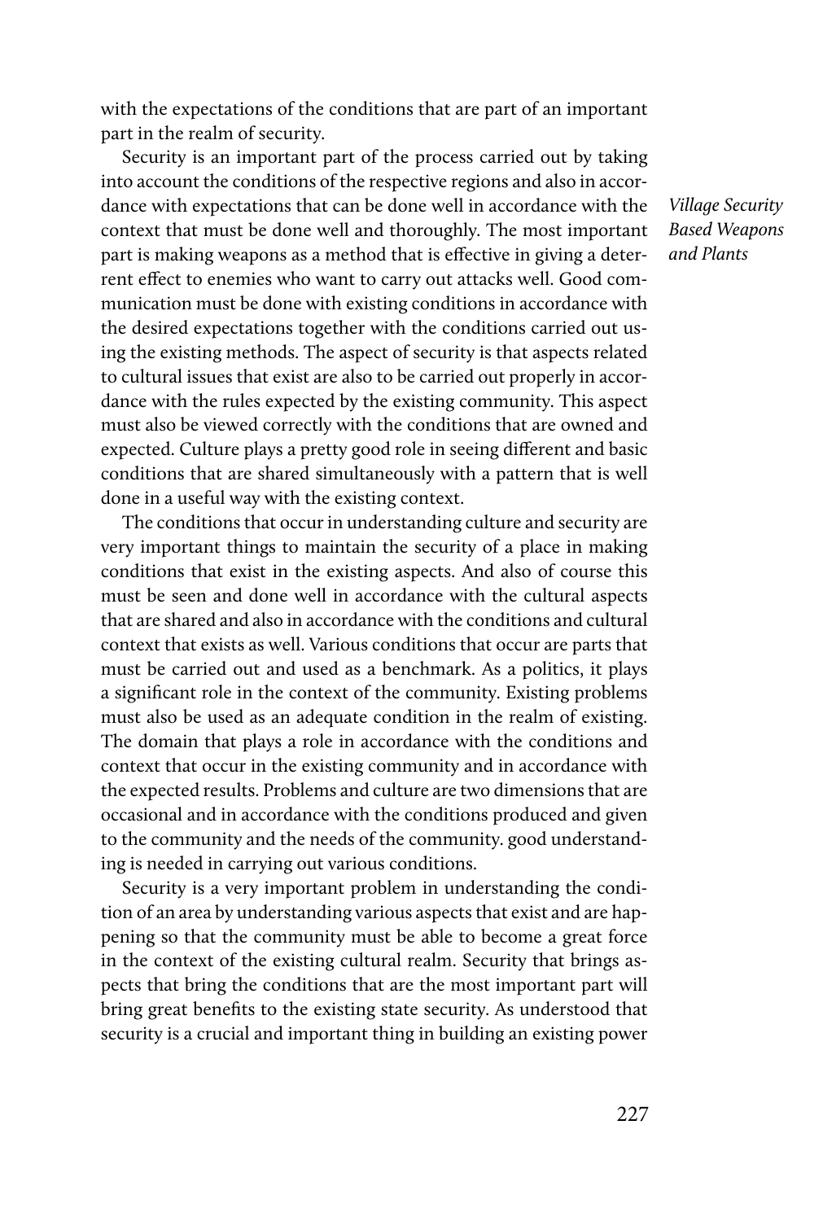with the expectations of the conditions that are part of an important part in the realm of security.

Security is an important part of the process carried out by taking into account the conditions of the respective regions and also in accordance with expectations that can be done well in accordance with the context that must be done well and thoroughly. The most important part is making weapons as a method that is effective in giving a deterrent effect to enemies who want to carry out attacks well. Good communication must be done with existing conditions in accordance with the desired expectations together with the conditions carried out using the existing methods. The aspect of security is that aspects related to cultural issues that exist are also to be carried out properly in accordance with the rules expected by the existing community. This aspect must also be viewed correctly with the conditions that are owned and expected. Culture plays a pretty good role in seeing different and basic conditions that are shared simultaneously with a pattern that is well done in a useful way with the existing context.

The conditions that occur in understanding culture and security are very important things to maintain the security of a place in making conditions that exist in the existing aspects. And also of course this must be seen and done well in accordance with the cultural aspects that are shared and also in accordance with the conditions and cultural context that exists as well. Various conditions that occur are parts that must be carried out and used as a benchmark. As a politics, it plays a significant role in the context of the community. Existing problems must also be used as an adequate condition in the realm of existing. The domain that plays a role in accordance with the conditions and context that occur in the existing community and in accordance with the expected results. Problems and culture are two dimensions that are occasional and in accordance with the conditions produced and given to the community and the needs of the community. good understanding is needed in carrying out various conditions.

Security is a very important problem in understanding the condition of an area by understanding various aspects that exist and are happening so that the community must be able to become a great force in the context of the existing cultural realm. Security that brings aspects that bring the conditions that are the most important part will bring great benefits to the existing state security. As understood that security is a crucial and important thing in building an existing power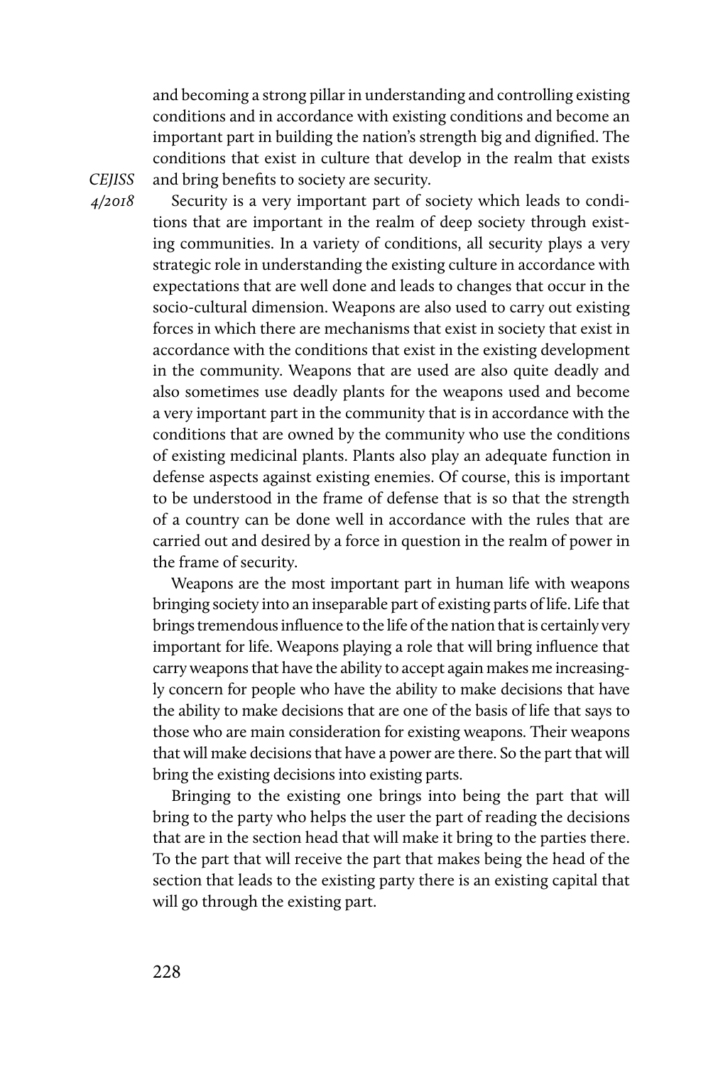and becoming a strong pillar in understanding and controlling existing conditions and in accordance with existing conditions and become an important part in building the nation's strength big and dignified. The conditions that exist in culture that develop in the realm that exists and bring benefits to society are security.

Security is a very important part of society which leads to conditions that are important in the realm of deep society through existing communities. In a variety of conditions, all security plays a very strategic role in understanding the existing culture in accordance with expectations that are well done and leads to changes that occur in the socio-cultural dimension. Weapons are also used to carry out existing forces in which there are mechanisms that exist in society that exist in accordance with the conditions that exist in the existing development in the community. Weapons that are used are also quite deadly and also sometimes use deadly plants for the weapons used and become a very important part in the community that is in accordance with the conditions that are owned by the community who use the conditions of existing medicinal plants. Plants also play an adequate function in defense aspects against existing enemies. Of course, this is important to be understood in the frame of defense that is so that the strength of a country can be done well in accordance with the rules that are carried out and desired by a force in question in the realm of power in the frame of security.

Weapons are the most important part in human life with weapons bringing society into an inseparable part of existing parts of life. Life that brings tremendous influence to the life of the nation that is certainly very important for life. Weapons playing a role that will bring influence that carry weapons that have the ability to accept again makes me increasingly concern for people who have the ability to make decisions that have the ability to make decisions that are one of the basis of life that says to those who are main consideration for existing weapons. Their weapons that will make decisions that have a power are there. So the part that will bring the existing decisions into existing parts.

Bringing to the existing one brings into being the part that will bring to the party who helps the user the part of reading the decisions that are in the section head that will make it bring to the parties there. To the part that will receive the part that makes being the head of the section that leads to the existing party there is an existing capital that will go through the existing part.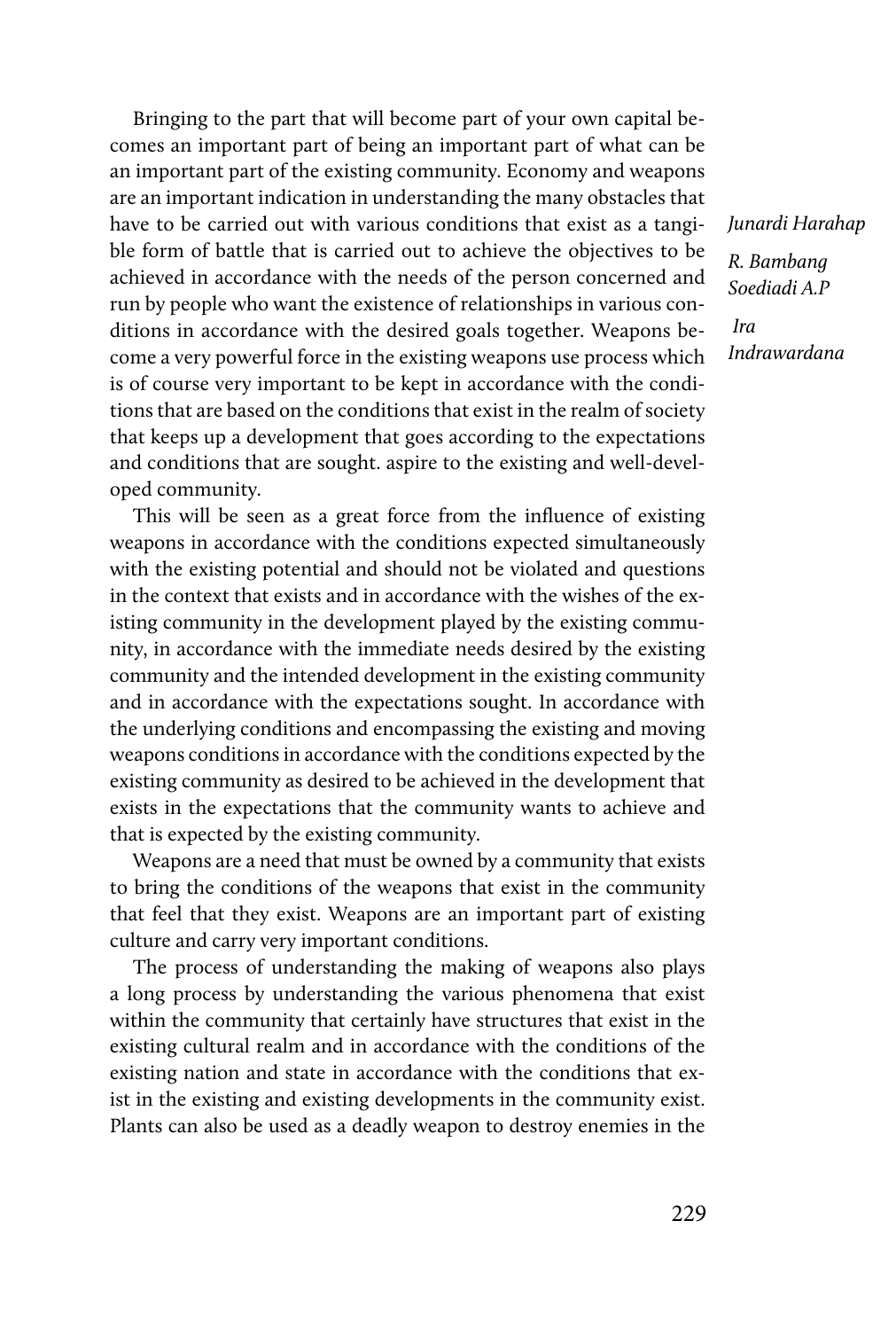Bringing to the part that will become part of your own capital becomes an important part of being an important part of what can be an important part of the existing community. Economy and weapons are an important indication in understanding the many obstacles that have to be carried out with various conditions that exist as a tangible form of battle that is carried out to achieve the objectives to be achieved in accordance with the needs of the person concerned and run by people who want the existence of relationships in various conditions in accordance with the desired goals together. Weapons become a very powerful force in the existing weapons use process which is of course very important to be kept in accordance with the conditions that are based on the conditions that exist in the realm of society that keeps up a development that goes according to the expectations and conditions that are sought. aspire to the existing and well-developed community.

This will be seen as a great force from the influence of existing weapons in accordance with the conditions expected simultaneously with the existing potential and should not be violated and questions in the context that exists and in accordance with the wishes of the existing community in the development played by the existing community, in accordance with the immediate needs desired by the existing community and the intended development in the existing community and in accordance with the expectations sought. In accordance with the underlying conditions and encompassing the existing and moving weapons conditions in accordance with the conditions expected by the existing community as desired to be achieved in the development that exists in the expectations that the community wants to achieve and that is expected by the existing community.

Weapons are a need that must be owned by a community that exists to bring the conditions of the weapons that exist in the community that feel that they exist. Weapons are an important part of existing culture and carry very important conditions.

The process of understanding the making of weapons also plays a long process by understanding the various phenomena that exist within the community that certainly have structures that exist in the existing cultural realm and in accordance with the conditions of the existing nation and state in accordance with the conditions that exist in the existing and existing developments in the community exist. Plants can also be used as a deadly weapon to destroy enemies in the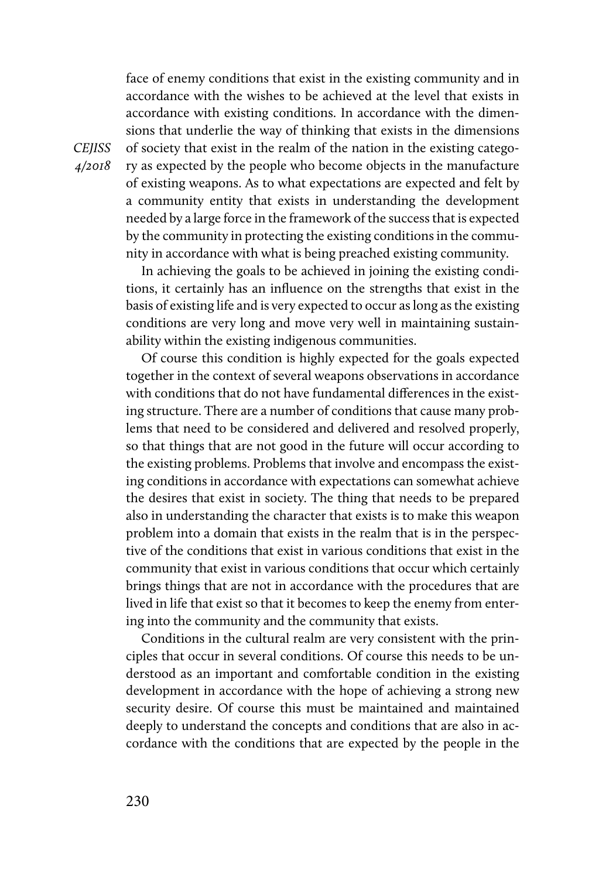face of enemy conditions that exist in the existing community and in accordance with the wishes to be achieved at the level that exists in accordance with existing conditions. In accordance with the dimensions that underlie the way of thinking that exists in the dimensions of society that exist in the realm of the nation in the existing category as expected by the people who become objects in the manufacture of existing weapons. As to what expectations are expected and felt by a community entity that exists in understanding the development needed by a large force in the framework of the success that is expected by the community in protecting the existing conditions in the community in accordance with what is being preached existing community.

In achieving the goals to be achieved in joining the existing conditions, it certainly has an influence on the strengths that exist in the basis of existing life and is very expected to occur as long as the existing conditions are very long and move very well in maintaining sustainability within the existing indigenous communities.

Of course this condition is highly expected for the goals expected together in the context of several weapons observations in accordance with conditions that do not have fundamental differences in the existing structure. There are a number of conditions that cause many problems that need to be considered and delivered and resolved properly, so that things that are not good in the future will occur according to the existing problems. Problems that involve and encompass the existing conditions in accordance with expectations can somewhat achieve the desires that exist in society. The thing that needs to be prepared also in understanding the character that exists is to make this weapon problem into a domain that exists in the realm that is in the perspective of the conditions that exist in various conditions that exist in the community that exist in various conditions that occur which certainly brings things that are not in accordance with the procedures that are lived in life that exist so that it becomes to keep the enemy from entering into the community and the community that exists.

Conditions in the cultural realm are very consistent with the principles that occur in several conditions. Of course this needs to be understood as an important and comfortable condition in the existing development in accordance with the hope of achieving a strong new security desire. Of course this must be maintained and maintained deeply to understand the concepts and conditions that are also in accordance with the conditions that are expected by the people in the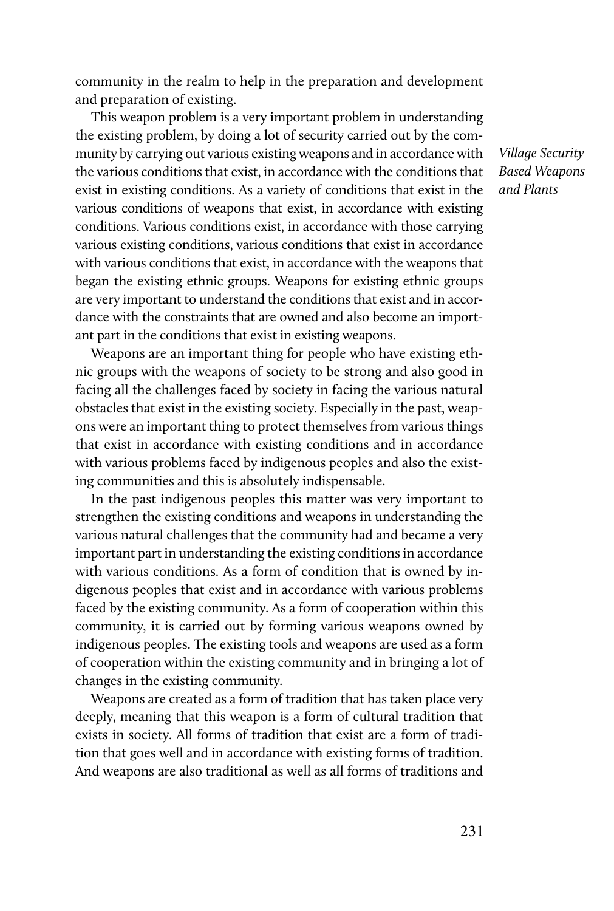community in the realm to help in the preparation and development and preparation of existing.

This weapon problem is a very important problem in understanding the existing problem, by doing a lot of security carried out by the community by carrying out various existing weapons and in accordance with the various conditions that exist, in accordance with the conditions that exist in existing conditions. As a variety of conditions that exist in the various conditions of weapons that exist, in accordance with existing conditions. Various conditions exist, in accordance with those carrying various existing conditions, various conditions that exist in accordance with various conditions that exist, in accordance with the weapons that began the existing ethnic groups. Weapons for existing ethnic groups are very important to understand the conditions that exist and in accordance with the constraints that are owned and also become an important part in the conditions that exist in existing weapons.

*Village Security Based Weapons and Plants*

Weapons are an important thing for people who have existing ethnic groups with the weapons of society to be strong and also good in facing all the challenges faced by society in facing the various natural obstacles that exist in the existing society. Especially in the past, weapons were an important thing to protect themselves from various things that exist in accordance with existing conditions and in accordance with various problems faced by indigenous peoples and also the existing communities and this is absolutely indispensable.

In the past indigenous peoples this matter was very important to strengthen the existing conditions and weapons in understanding the various natural challenges that the community had and became a very important part in understanding the existing conditions in accordance with various conditions. As a form of condition that is owned by indigenous peoples that exist and in accordance with various problems faced by the existing community. As a form of cooperation within this community, it is carried out by forming various weapons owned by indigenous peoples. The existing tools and weapons are used as a form of cooperation within the existing community and in bringing a lot of changes in the existing community.

Weapons are created as a form of tradition that has taken place very deeply, meaning that this weapon is a form of cultural tradition that exists in society. All forms of tradition that exist are a form of tradition that goes well and in accordance with existing forms of tradition. And weapons are also traditional as well as all forms of traditions and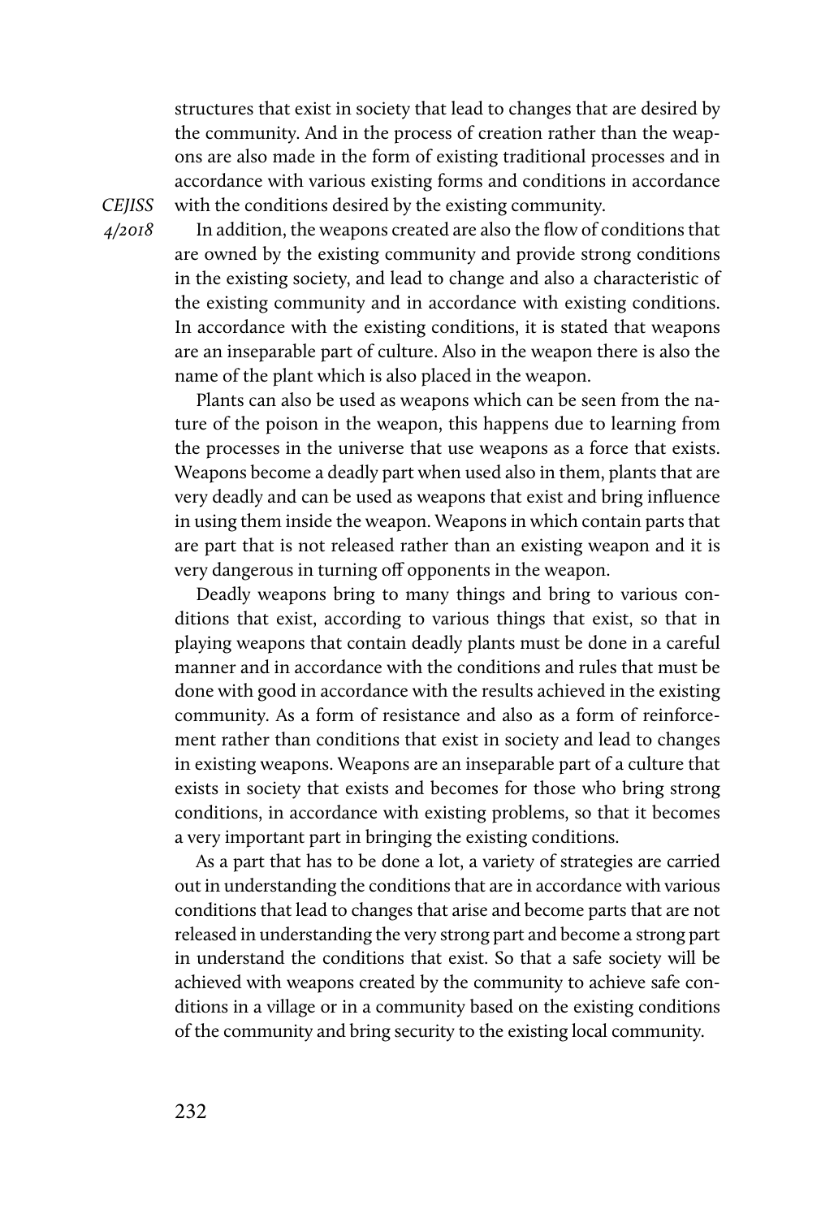structures that exist in society that lead to changes that are desired by the community. And in the process of creation rather than the weapons are also made in the form of existing traditional processes and in accordance with various existing forms and conditions in accordance with the conditions desired by the existing community.

In addition, the weapons created are also the flow of conditions that are owned by the existing community and provide strong conditions in the existing society, and lead to change and also a characteristic of the existing community and in accordance with existing conditions. In accordance with the existing conditions, it is stated that weapons are an inseparable part of culture. Also in the weapon there is also the name of the plant which is also placed in the weapon.

Plants can also be used as weapons which can be seen from the nature of the poison in the weapon, this happens due to learning from the processes in the universe that use weapons as a force that exists. Weapons become a deadly part when used also in them, plants that are very deadly and can be used as weapons that exist and bring influence in using them inside the weapon. Weapons in which contain parts that are part that is not released rather than an existing weapon and it is very dangerous in turning off opponents in the weapon.

Deadly weapons bring to many things and bring to various conditions that exist, according to various things that exist, so that in playing weapons that contain deadly plants must be done in a careful manner and in accordance with the conditions and rules that must be done with good in accordance with the results achieved in the existing community. As a form of resistance and also as a form of reinforcement rather than conditions that exist in society and lead to changes in existing weapons. Weapons are an inseparable part of a culture that exists in society that exists and becomes for those who bring strong conditions, in accordance with existing problems, so that it becomes a very important part in bringing the existing conditions.

As a part that has to be done a lot, a variety of strategies are carried out in understanding the conditions that are in accordance with various conditions that lead to changes that arise and become parts that are not released in understanding the very strong part and become a strong part in understand the conditions that exist. So that a safe society will be achieved with weapons created by the community to achieve safe conditions in a village or in a community based on the existing conditions of the community and bring security to the existing local community.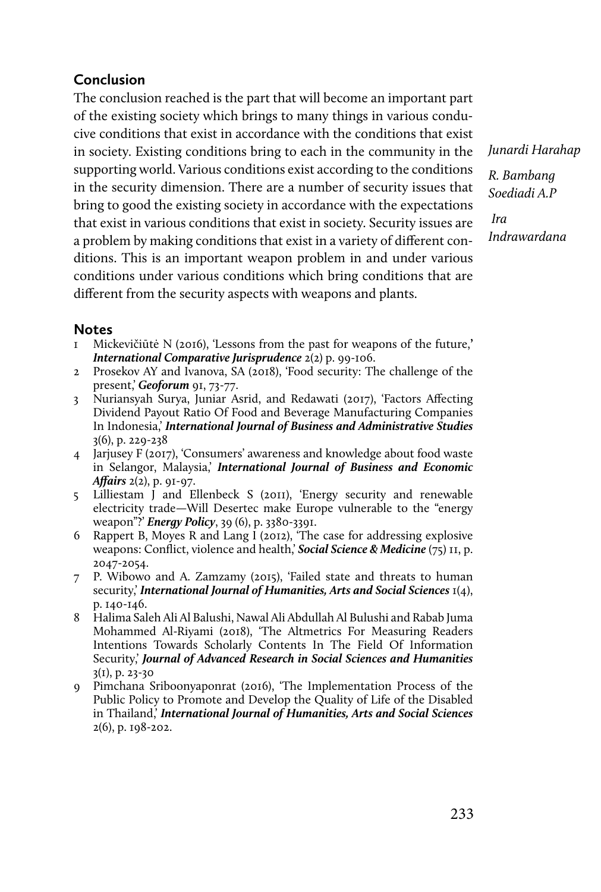## Conclusion

The conclusion reached is the part that will become an important part of the existing society which brings to many things in various conducive conditions that exist in accordance with the conditions that exist in society. Existing conditions bring to each in the community in the supporting world. Various conditions exist according to the conditions in the security dimension. There are a number of security issues that bring to good the existing society in accordance with the expectations that exist in various conditions that exist in society. Security issues are a problem by making conditions that exist in a variety of different conditions. This is an important weapon problem in and under various conditions under various conditions which bring conditions that are different from the security aspects with weapons and plants.

## Notes

1 Mickevičiūtė N (2016), 'Lessons from the past for weapons of the future,' ***International Comparative Jurisprudence*** 2(2) p. 99-106.
2 Prosekov AY and Ivanova, SA (2018), 'Food security: The challenge of the present,' ***Geoforum*** 91, 73-77.
3 Nuriansyah Surya, Juniar Asrid, and Redawati (2017), 'Factors Affecting Dividend Payout Ratio Of Food and Beverage Manufacturing Companies In Indonesia,' ***International Journal of Business and Administrative Studies*** 3(6), p. 229-238
4 Jarjusey F (2017), 'Consumers' awareness and knowledge about food waste in Selangor, Malaysia,' ***International Journal of Business and Economic Affairs*** 2(2), p. 91-97.
5 Lilliestam J and Ellenbeck S (2011), 'Energy security and renewable electricity trade—Will Desertec make Europe vulnerable to the "energy weapon"?' ***Energy Policy***, 39 (6), p. 3380-3391.
6 Rappert B, Moyes R and Lang I (2012), 'The case for addressing explosive weapons: Conflict, violence and health,' ***Social Science & Medicine*** (75) 11, p. 2047-2054.
7 P. Wibowo and A. Zamzamy (2015), 'Failed state and threats to human security,' ***International Journal of Humanities, Arts and Social Sciences*** 1(4), p. 140-146.
8 Halima Saleh Ali Al Balushi, Nawal Ali Abdullah Al Bulushi and Rabab Juma Mohammed Al-Riyami (2018), 'The Altmetrics For Measuring Readers Intentions Towards Scholarly Contents In The Field Of Information Security,' ***Journal of Advanced Research in Social Sciences and Humanities*** 3(1), p. 23-30
9 Pimchana Sriboonyaponrat (2016), 'The Implementation Process of the Public Policy to Promote and Develop the Quality of Life of the Disabled in Thailand,' ***International Journal of Humanities, Arts and Social Sciences*** 2(6), p. 198-202.